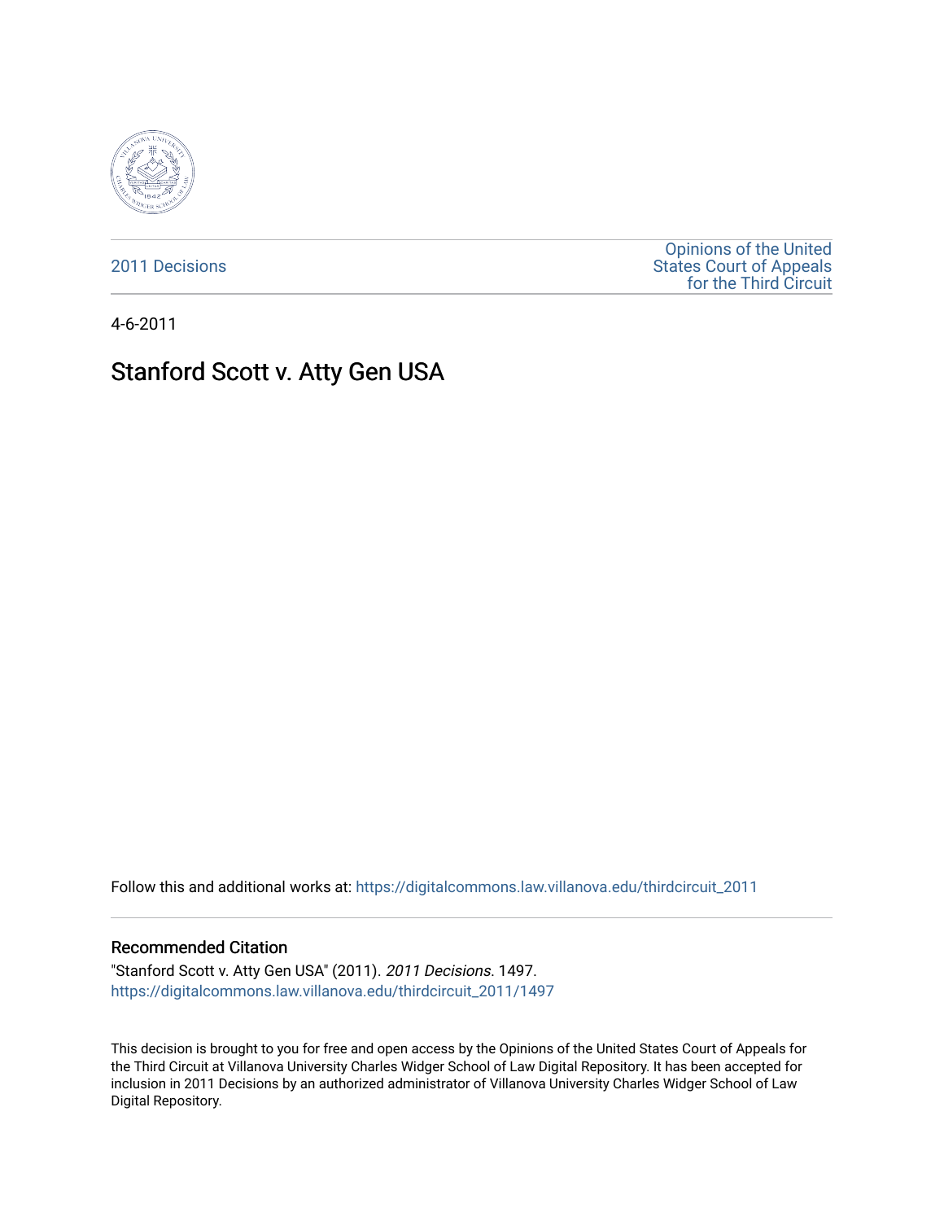2011 Decisions

Opinions of the United States Court of Appeals for the Third Circuit

4-6-2011

# Stanford Scott v. Atty Gen USA

Follow this and additional works at: https://digitalcommons.law.villanova.edu/thirdcircuit_2011

## Recommended Citation

"Stanford Scott v. Atty Gen USA" (2011). *2011 Decisions*. 1497.
https://digitalcommons.law.villanova.edu/thirdcircuit_2011/1497

This decision is brought to you for free and open access by the Opinions of the United States Court of Appeals for the Third Circuit at Villanova University Charles Widger School of Law Digital Repository. It has been accepted for inclusion in 2011 Decisions by an authorized administrator of Villanova University Charles Widger School of Law Digital Repository.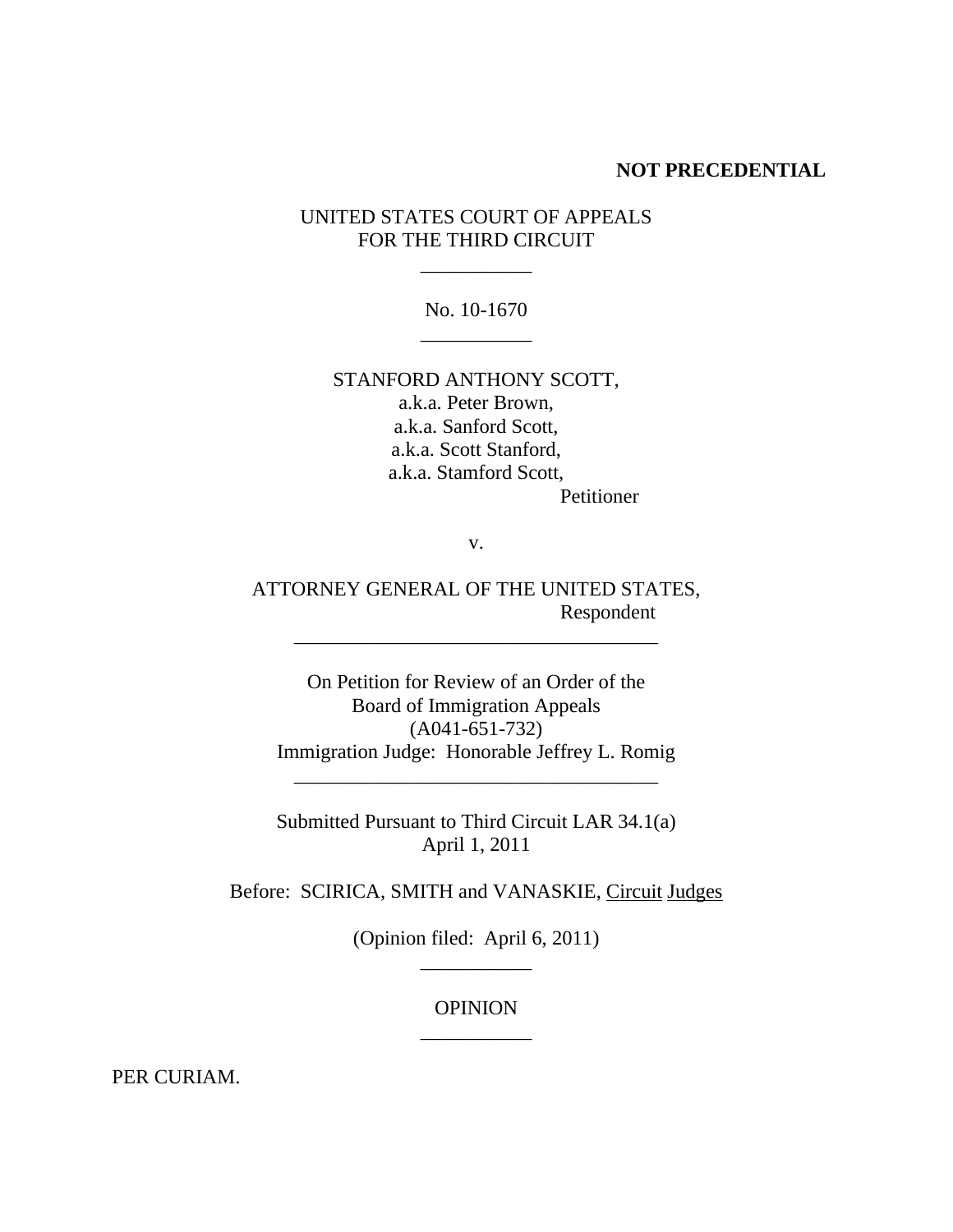**NOT PRECEDENTIAL**

UNITED STATES COURT OF APPEALS
FOR THE THIRD CIRCUIT

___________

No. 10-1670

___________

STANFORD ANTHONY SCOTT,
a.k.a. Peter Brown,
a.k.a. Sanford Scott,
a.k.a. Scott Stanford,
a.k.a. Stamford Scott,
Petitioner

v.

ATTORNEY GENERAL OF THE UNITED STATES,
Respondent

____________________________________

On Petition for Review of an Order of the
Board of Immigration Appeals
(A041-651-732)
Immigration Judge: Honorable Jeffrey L. Romig

____________________________________

Submitted Pursuant to Third Circuit LAR 34.1(a)
April 1, 2011

Before: SCIRICA, SMITH and VANASKIE, Circuit Judges

(Opinion filed: April 6, 2011)

___________

OPINION

___________

PER CURIAM.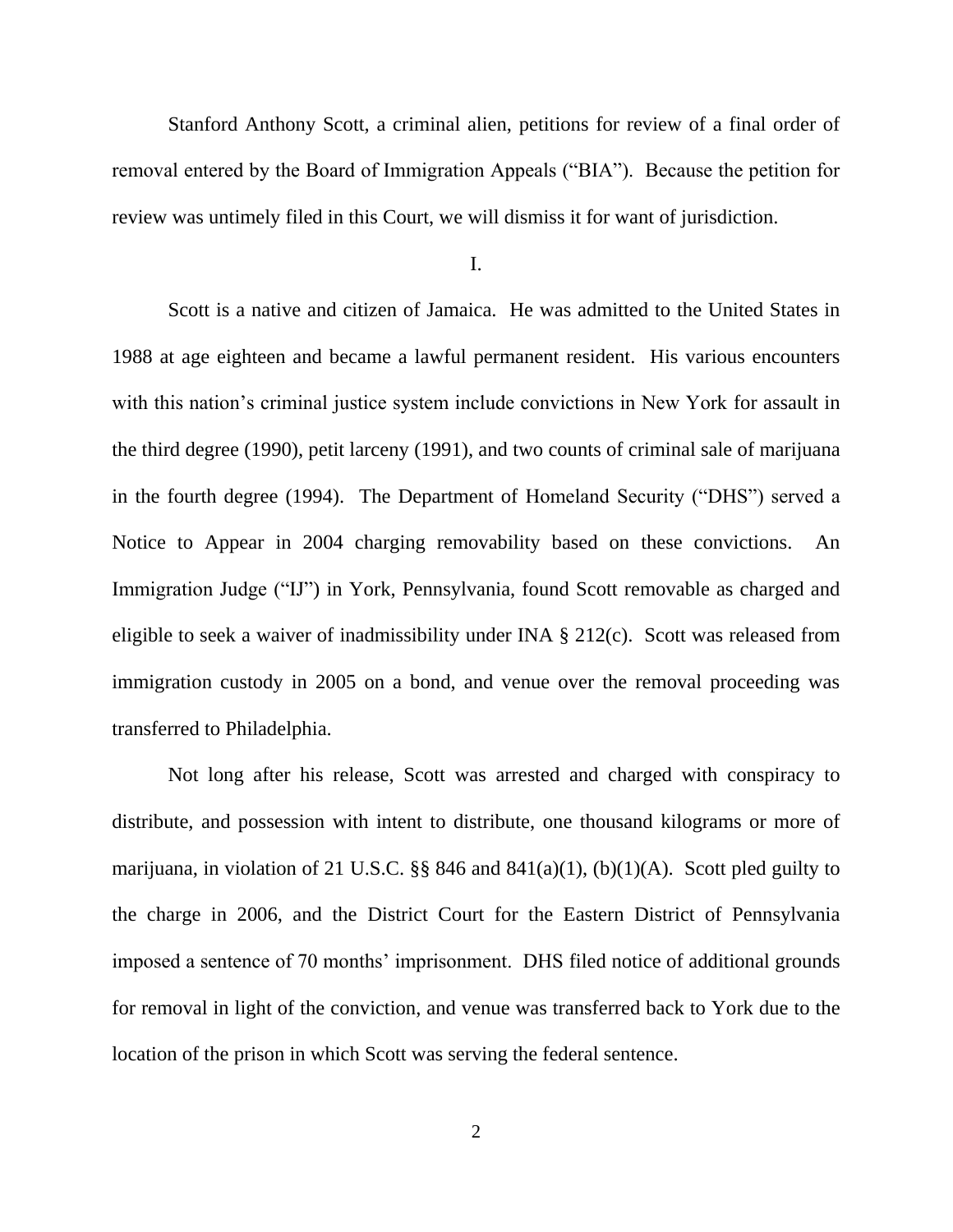Stanford Anthony Scott, a criminal alien, petitions for review of a final order of removal entered by the Board of Immigration Appeals ("BIA"). Because the petition for review was untimely filed in this Court, we will dismiss it for want of jurisdiction.

I.

Scott is a native and citizen of Jamaica. He was admitted to the United States in 1988 at age eighteen and became a lawful permanent resident. His various encounters with this nation's criminal justice system include convictions in New York for assault in the third degree (1990), petit larceny (1991), and two counts of criminal sale of marijuana in the fourth degree (1994). The Department of Homeland Security ("DHS") served a Notice to Appear in 2004 charging removability based on these convictions. An Immigration Judge ("IJ") in York, Pennsylvania, found Scott removable as charged and eligible to seek a waiver of inadmissibility under INA § 212(c). Scott was released from immigration custody in 2005 on a bond, and venue over the removal proceeding was transferred to Philadelphia.

Not long after his release, Scott was arrested and charged with conspiracy to distribute, and possession with intent to distribute, one thousand kilograms or more of marijuana, in violation of 21 U.S.C. §§ 846 and 841(a)(1), (b)(1)(A). Scott pled guilty to the charge in 2006, and the District Court for the Eastern District of Pennsylvania imposed a sentence of 70 months' imprisonment. DHS filed notice of additional grounds for removal in light of the conviction, and venue was transferred back to York due to the location of the prison in which Scott was serving the federal sentence.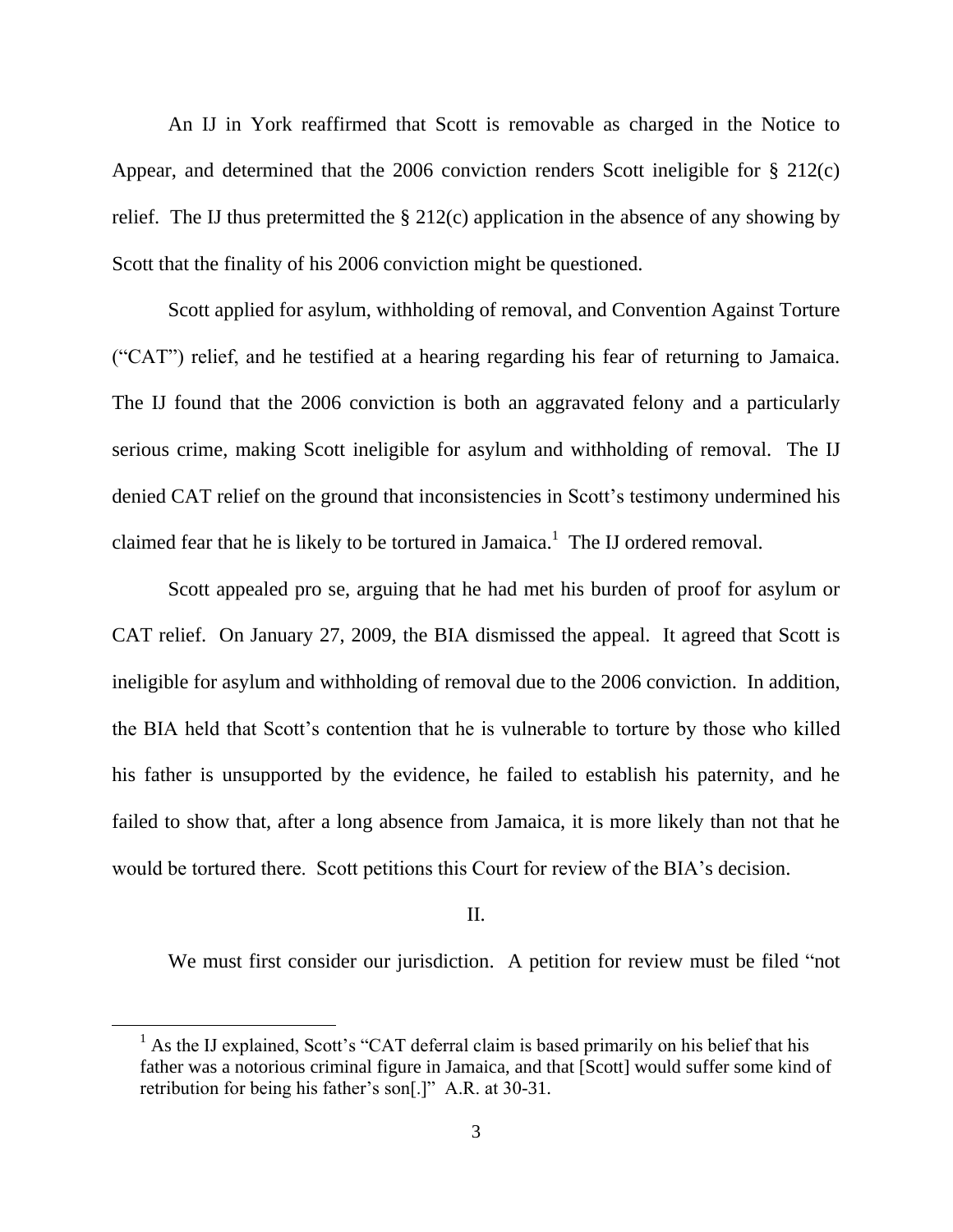An IJ in York reaffirmed that Scott is removable as charged in the Notice to Appear, and determined that the 2006 conviction renders Scott ineligible for § 212(c) relief. The IJ thus pretermitted the § 212(c) application in the absence of any showing by Scott that the finality of his 2006 conviction might be questioned.

Scott applied for asylum, withholding of removal, and Convention Against Torture ("CAT") relief, and he testified at a hearing regarding his fear of returning to Jamaica. The IJ found that the 2006 conviction is both an aggravated felony and a particularly serious crime, making Scott ineligible for asylum and withholding of removal. The IJ denied CAT relief on the ground that inconsistencies in Scott's testimony undermined his claimed fear that he is likely to be tortured in Jamaica.[1] The IJ ordered removal.

Scott appealed pro se, arguing that he had met his burden of proof for asylum or CAT relief. On January 27, 2009, the BIA dismissed the appeal. It agreed that Scott is ineligible for asylum and withholding of removal due to the 2006 conviction. In addition, the BIA held that Scott's contention that he is vulnerable to torture by those who killed his father is unsupported by the evidence, he failed to establish his paternity, and he failed to show that, after a long absence from Jamaica, it is more likely than not that he would be tortured there. Scott petitions this Court for review of the BIA's decision.

## II.

We must first consider our jurisdiction. A petition for review must be filed "not

---

[1] As the IJ explained, Scott's "CAT deferral claim is based primarily on his belief that his father was a notorious criminal figure in Jamaica, and that [Scott] would suffer some kind of retribution for being his father's son[.]" A.R. at 30-31.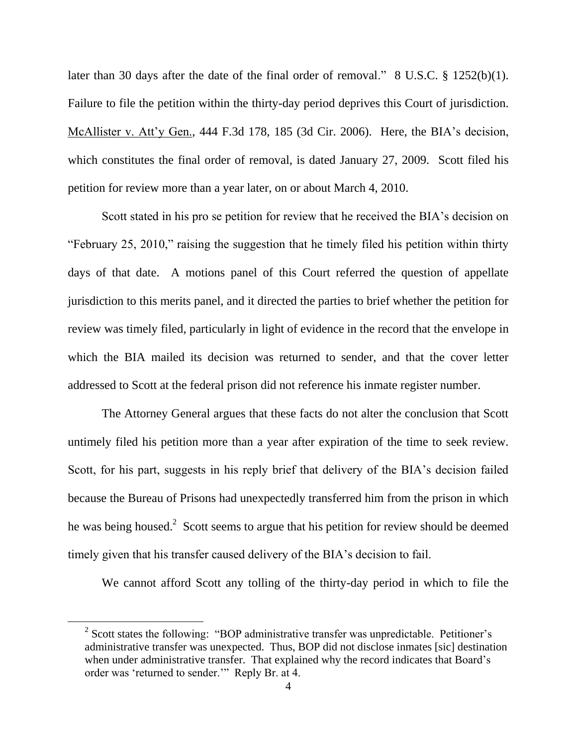later than 30 days after the date of the final order of removal." 8 U.S.C. § 1252(b)(1). Failure to file the petition within the thirty-day period deprives this Court of jurisdiction. McAllister v. Att'y Gen., 444 F.3d 178, 185 (3d Cir. 2006). Here, the BIA's decision, which constitutes the final order of removal, is dated January 27, 2009. Scott filed his petition for review more than a year later, on or about March 4, 2010.

Scott stated in his pro se petition for review that he received the BIA's decision on "February 25, 2010," raising the suggestion that he timely filed his petition within thirty days of that date. A motions panel of this Court referred the question of appellate jurisdiction to this merits panel, and it directed the parties to brief whether the petition for review was timely filed, particularly in light of evidence in the record that the envelope in which the BIA mailed its decision was returned to sender, and that the cover letter addressed to Scott at the federal prison did not reference his inmate register number.

The Attorney General argues that these facts do not alter the conclusion that Scott untimely filed his petition more than a year after expiration of the time to seek review. Scott, for his part, suggests in his reply brief that delivery of the BIA's decision failed because the Bureau of Prisons had unexpectedly transferred him from the prison in which he was being housed.[2] Scott seems to argue that his petition for review should be deemed timely given that his transfer caused delivery of the BIA's decision to fail.

We cannot afford Scott any tolling of the thirty-day period in which to file the

[2] Scott states the following: "BOP administrative transfer was unpredictable. Petitioner's administrative transfer was unexpected. Thus, BOP did not disclose inmates [sic] destination when under administrative transfer. That explained why the record indicates that Board's order was 'returned to sender.'" Reply Br. at 4.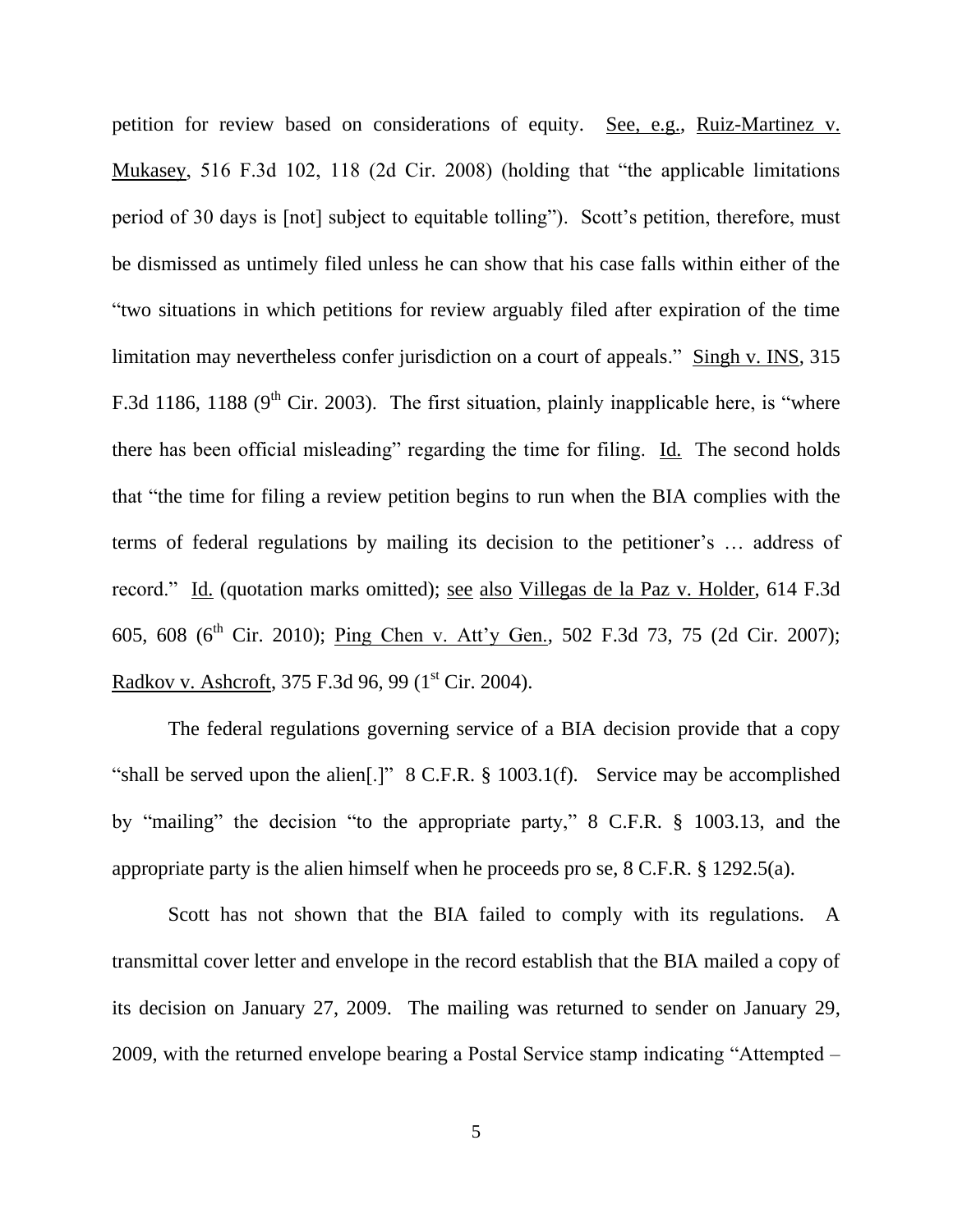petition for review based on considerations of equity. See, e.g., Ruiz-Martinez v. Mukasey, 516 F.3d 102, 118 (2d Cir. 2008) (holding that "the applicable limitations period of 30 days is [not] subject to equitable tolling"). Scott's petition, therefore, must be dismissed as untimely filed unless he can show that his case falls within either of the "two situations in which petitions for review arguably filed after expiration of the time limitation may nevertheless confer jurisdiction on a court of appeals." Singh v. INS, 315 F.3d 1186, 1188 (9th Cir. 2003). The first situation, plainly inapplicable here, is "where there has been official misleading" regarding the time for filing. Id. The second holds that "the time for filing a review petition begins to run when the BIA complies with the terms of federal regulations by mailing its decision to the petitioner's … address of record." Id. (quotation marks omitted); see also Villegas de la Paz v. Holder, 614 F.3d 605, 608 (6th Cir. 2010); Ping Chen v. Att'y Gen., 502 F.3d 73, 75 (2d Cir. 2007); Radkov v. Ashcroft, 375 F.3d 96, 99 (1st Cir. 2004).

The federal regulations governing service of a BIA decision provide that a copy "shall be served upon the alien[.]" 8 C.F.R. § 1003.1(f). Service may be accomplished by "mailing" the decision "to the appropriate party," 8 C.F.R. § 1003.13, and the appropriate party is the alien himself when he proceeds pro se, 8 C.F.R. § 1292.5(a).

Scott has not shown that the BIA failed to comply with its regulations. A transmittal cover letter and envelope in the record establish that the BIA mailed a copy of its decision on January 27, 2009. The mailing was returned to sender on January 29, 2009, with the returned envelope bearing a Postal Service stamp indicating "Attempted –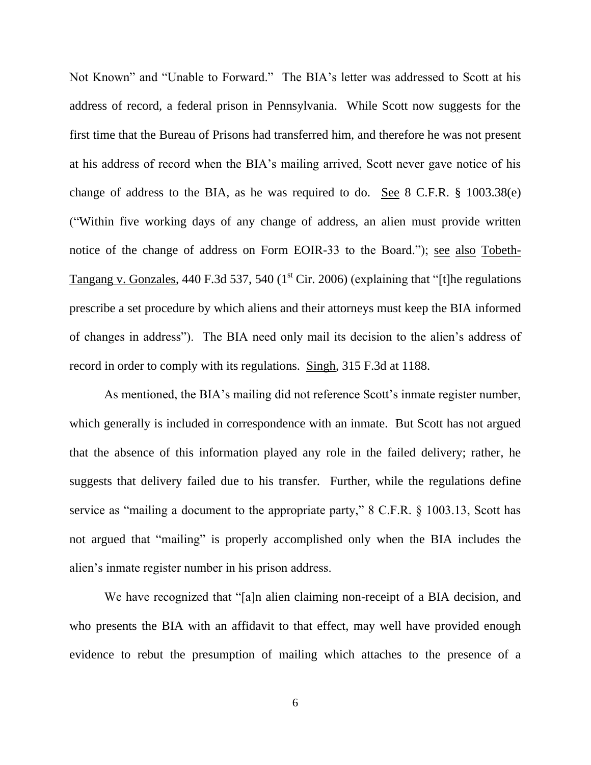Not Known" and "Unable to Forward." The BIA's letter was addressed to Scott at his address of record, a federal prison in Pennsylvania. While Scott now suggests for the first time that the Bureau of Prisons had transferred him, and therefore he was not present at his address of record when the BIA's mailing arrived, Scott never gave notice of his change of address to the BIA, as he was required to do. See 8 C.F.R. § 1003.38(e) ("Within five working days of any change of address, an alien must provide written notice of the change of address on Form EOIR-33 to the Board."); see also Tobeth-Tangang v. Gonzales, 440 F.3d 537, 540 (1st Cir. 2006) (explaining that "[t]he regulations prescribe a set procedure by which aliens and their attorneys must keep the BIA informed of changes in address"). The BIA need only mail its decision to the alien's address of record in order to comply with its regulations. Singh, 315 F.3d at 1188.

As mentioned, the BIA's mailing did not reference Scott's inmate register number, which generally is included in correspondence with an inmate. But Scott has not argued that the absence of this information played any role in the failed delivery; rather, he suggests that delivery failed due to his transfer. Further, while the regulations define service as "mailing a document to the appropriate party," 8 C.F.R. § 1003.13, Scott has not argued that "mailing" is properly accomplished only when the BIA includes the alien's inmate register number in his prison address.

We have recognized that "[a]n alien claiming non-receipt of a BIA decision, and who presents the BIA with an affidavit to that effect, may well have provided enough evidence to rebut the presumption of mailing which attaches to the presence of a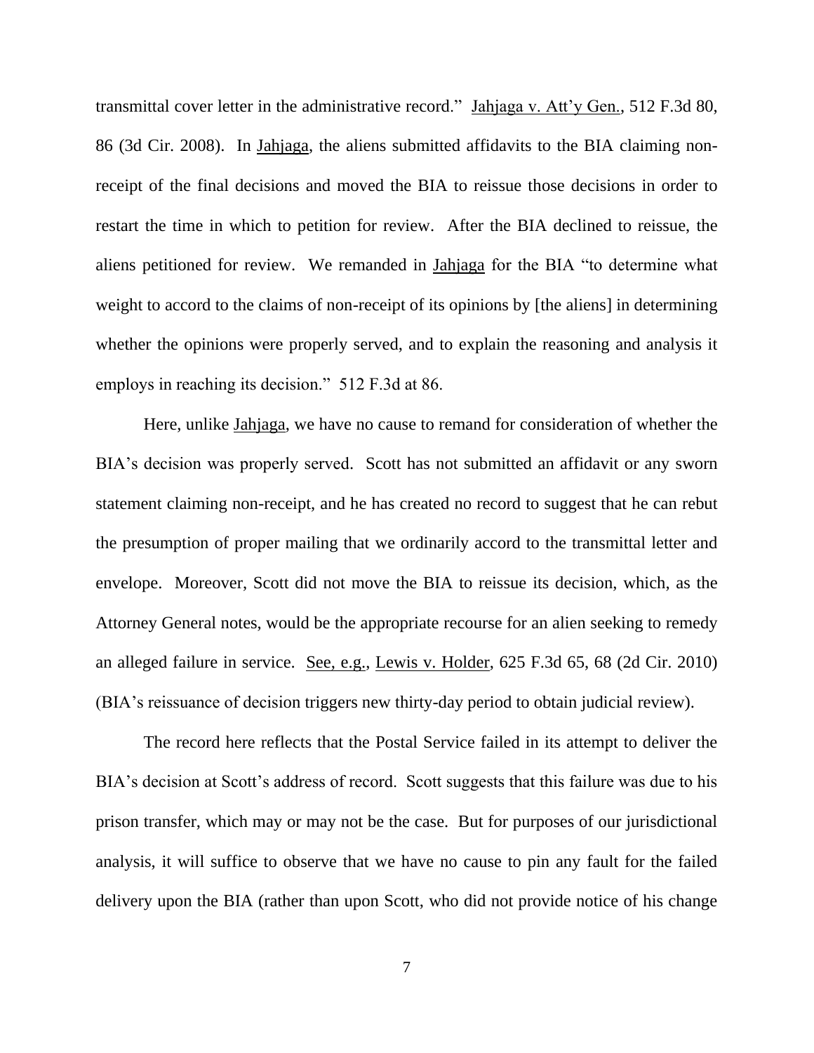transmittal cover letter in the administrative record." Jahjaga v. Att'y Gen., 512 F.3d 80, 86 (3d Cir. 2008). In Jahjaga, the aliens submitted affidavits to the BIA claiming non-receipt of the final decisions and moved the BIA to reissue those decisions in order to restart the time in which to petition for review. After the BIA declined to reissue, the aliens petitioned for review. We remanded in Jahjaga for the BIA "to determine what weight to accord to the claims of non-receipt of its opinions by [the aliens] in determining whether the opinions were properly served, and to explain the reasoning and analysis it employs in reaching its decision." 512 F.3d at 86.

Here, unlike Jahjaga, we have no cause to remand for consideration of whether the BIA's decision was properly served. Scott has not submitted an affidavit or any sworn statement claiming non-receipt, and he has created no record to suggest that he can rebut the presumption of proper mailing that we ordinarily accord to the transmittal letter and envelope. Moreover, Scott did not move the BIA to reissue its decision, which, as the Attorney General notes, would be the appropriate recourse for an alien seeking to remedy an alleged failure in service. See, e.g., Lewis v. Holder, 625 F.3d 65, 68 (2d Cir. 2010) (BIA's reissuance of decision triggers new thirty-day period to obtain judicial review).

The record here reflects that the Postal Service failed in its attempt to deliver the BIA's decision at Scott's address of record. Scott suggests that this failure was due to his prison transfer, which may or may not be the case. But for purposes of our jurisdictional analysis, it will suffice to observe that we have no cause to pin any fault for the failed delivery upon the BIA (rather than upon Scott, who did not provide notice of his change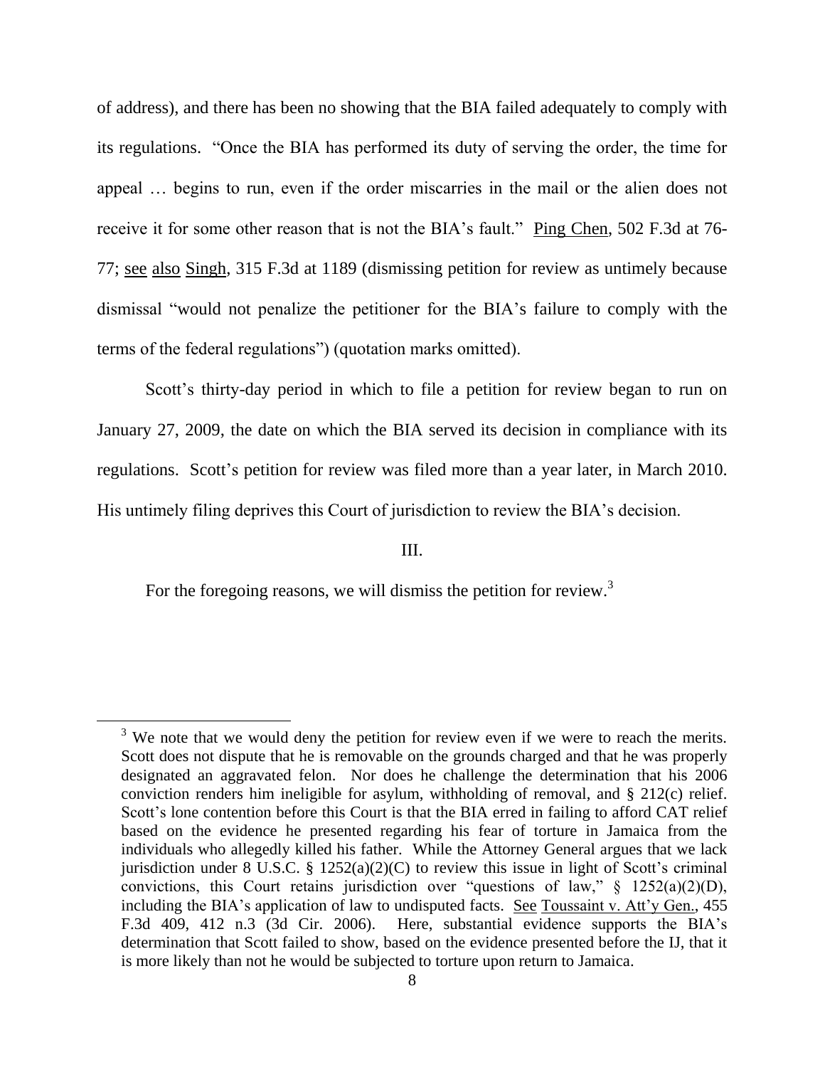of address), and there has been no showing that the BIA failed adequately to comply with its regulations. "Once the BIA has performed its duty of serving the order, the time for appeal … begins to run, even if the order miscarries in the mail or the alien does not receive it for some other reason that is not the BIA's fault." Ping Chen, 502 F.3d at 76-77; see also Singh, 315 F.3d at 1189 (dismissing petition for review as untimely because dismissal "would not penalize the petitioner for the BIA's failure to comply with the terms of the federal regulations") (quotation marks omitted).

Scott's thirty-day period in which to file a petition for review began to run on January 27, 2009, the date on which the BIA served its decision in compliance with its regulations. Scott's petition for review was filed more than a year later, in March 2010. His untimely filing deprives this Court of jurisdiction to review the BIA's decision.

## III.

For the foregoing reasons, we will dismiss the petition for review.[3]

[3] We note that we would deny the petition for review even if we were to reach the merits. Scott does not dispute that he is removable on the grounds charged and that he was properly designated an aggravated felon. Nor does he challenge the determination that his 2006 conviction renders him ineligible for asylum, withholding of removal, and § 212(c) relief. Scott's lone contention before this Court is that the BIA erred in failing to afford CAT relief based on the evidence he presented regarding his fear of torture in Jamaica from the individuals who allegedly killed his father. While the Attorney General argues that we lack jurisdiction under 8 U.S.C. § 1252(a)(2)(C) to review this issue in light of Scott's criminal convictions, this Court retains jurisdiction over "questions of law," § 1252(a)(2)(D), including the BIA's application of law to undisputed facts. See Toussaint v. Att'y Gen., 455 F.3d 409, 412 n.3 (3d Cir. 2006). Here, substantial evidence supports the BIA's determination that Scott failed to show, based on the evidence presented before the IJ, that it is more likely than not he would be subjected to torture upon return to Jamaica.